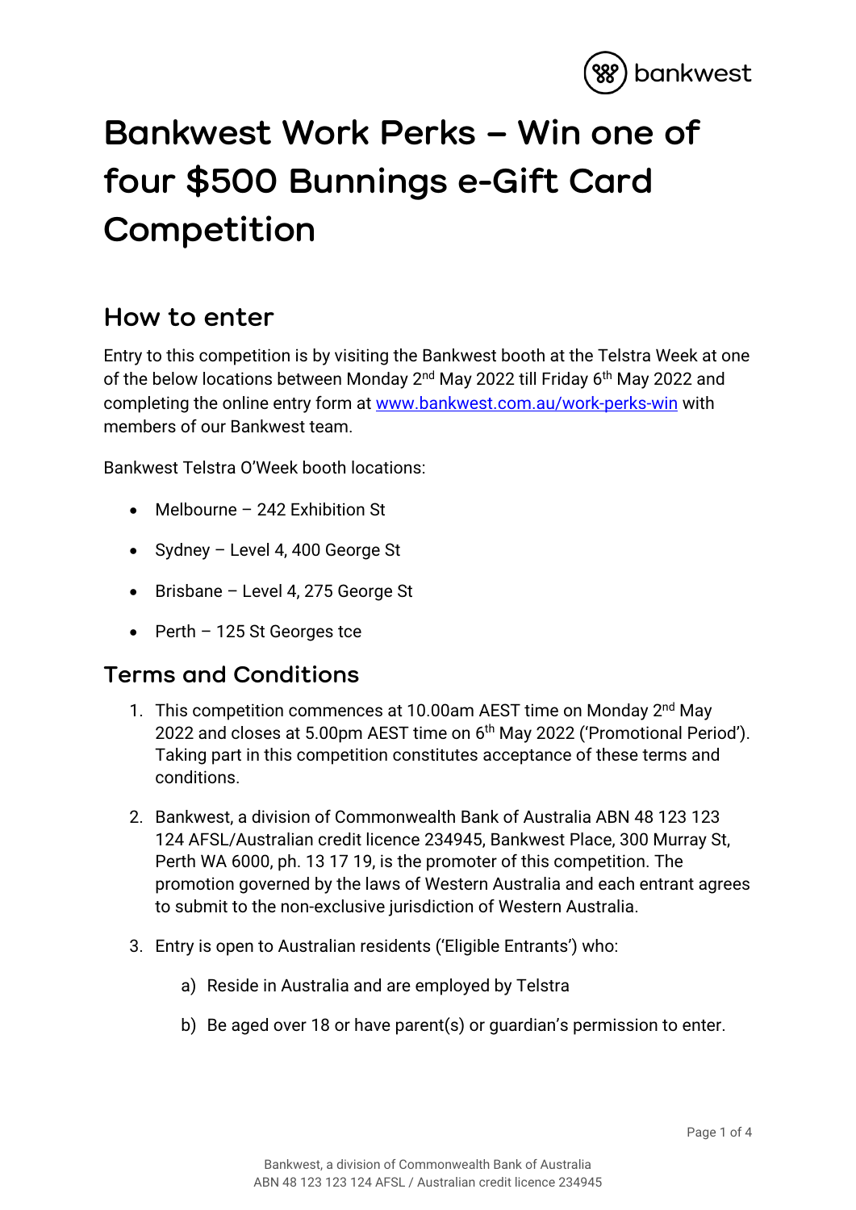# Bankwest Work Perks – Win one of four $500 Bunnings e-Gift Card Competition

## How to enter

Entry to this competition is by visiting the Bankwest booth at the Telstra Week at one of the below locations between Monday 2nd May 2022 till Friday 6th May 2022 and completing the online entry form at www.bankwest.com.au/work-perks-win with members of our Bankwest team.

Bankwest Telstra O'Week booth locations:

- Melbourne – 242 Exhibition St
- Sydney – Level 4, 400 George St
- Brisbane – Level 4, 275 George St
- Perth – 125 St Georges tce

## Terms and Conditions

1. This competition commences at 10.00am AEST time on Monday 2nd May 2022 and closes at 5.00pm AEST time on 6th May 2022 ('Promotional Period'). Taking part in this competition constitutes acceptance of these terms and conditions.

2. Bankwest, a division of Commonwealth Bank of Australia ABN 48 123 123 124 AFSL/Australian credit licence 234945, Bankwest Place, 300 Murray St, Perth WA 6000, ph. 13 17 19, is the promoter of this competition. The promotion governed by the laws of Western Australia and each entrant agrees to submit to the non-exclusive jurisdiction of Western Australia.

3. Entry is open to Australian residents ('Eligible Entrants') who:

   a) Reside in Australia and are employed by Telstra

   b) Be aged over 18 or have parent(s) or guardian's permission to enter.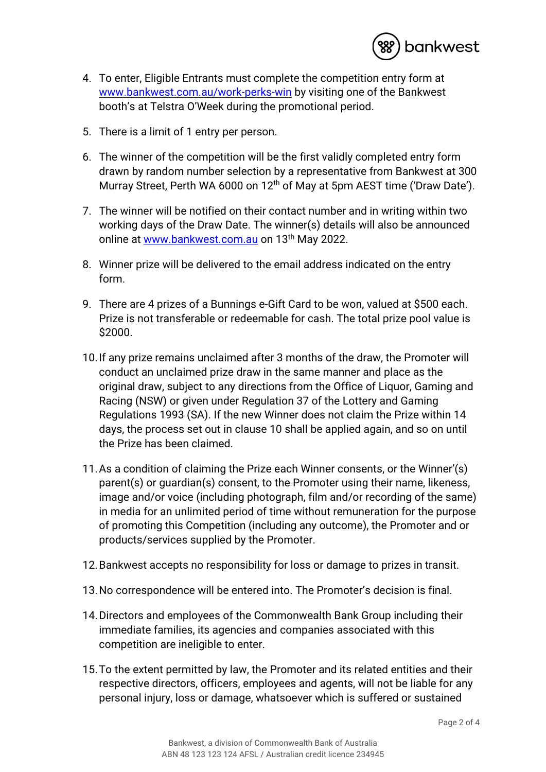4. To enter, Eligible Entrants must complete the competition entry form at [www.bankwest.com.au/work-perks-win](www.bankwest.com.au/work-perks-win) by visiting one of the Bankwest booth's at Telstra O'Week during the promotional period.

5. There is a limit of 1 entry per person.

6. The winner of the competition will be the first validly completed entry form drawn by random number selection by a representative from Bankwest at 300 Murray Street, Perth WA 6000 on 12th of May at 5pm AEST time ('Draw Date').

7. The winner will be notified on their contact number and in writing within two working days of the Draw Date. The winner(s) details will also be announced online at [www.bankwest.com.au](www.bankwest.com.au) on 13th May 2022.

8. Winner prize will be delivered to the email address indicated on the entry form.

9. There are 4 prizes of a Bunnings e-Gift Card to be won, valued at $500 each. Prize is not transferable or redeemable for cash. The total prize pool value is $2000.

10. If any prize remains unclaimed after 3 months of the draw, the Promoter will conduct an unclaimed prize draw in the same manner and place as the original draw, subject to any directions from the Office of Liquor, Gaming and Racing (NSW) or given under Regulation 37 of the Lottery and Gaming Regulations 1993 (SA). If the new Winner does not claim the Prize within 14 days, the process set out in clause 10 shall be applied again, and so on until the Prize has been claimed.

11. As a condition of claiming the Prize each Winner consents, or the Winner'(s) parent(s) or guardian(s) consent, to the Promoter using their name, likeness, image and/or voice (including photograph, film and/or recording of the same) in media for an unlimited period of time without remuneration for the purpose of promoting this Competition (including any outcome), the Promoter and or products/services supplied by the Promoter.

12. Bankwest accepts no responsibility for loss or damage to prizes in transit.

13. No correspondence will be entered into. The Promoter's decision is final.

14. Directors and employees of the Commonwealth Bank Group including their immediate families, its agencies and companies associated with this competition are ineligible to enter.

15. To the extent permitted by law, the Promoter and its related entities and their respective directors, officers, employees and agents, will not be liable for any personal injury, loss or damage, whatsoever which is suffered or sustained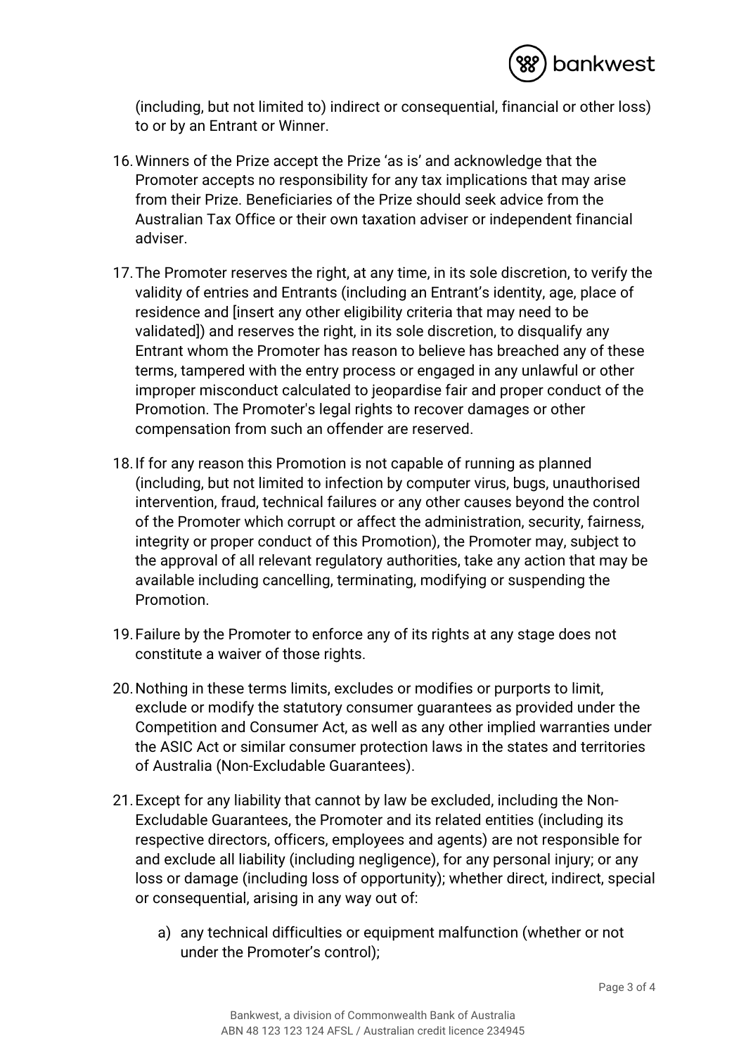(including, but not limited to) indirect or consequential, financial or other loss) to or by an Entrant or Winner.

16. Winners of the Prize accept the Prize 'as is' and acknowledge that the Promoter accepts no responsibility for any tax implications that may arise from their Prize. Beneficiaries of the Prize should seek advice from the Australian Tax Office or their own taxation adviser or independent financial adviser.

17. The Promoter reserves the right, at any time, in its sole discretion, to verify the validity of entries and Entrants (including an Entrant's identity, age, place of residence and [insert any other eligibility criteria that may need to be validated]) and reserves the right, in its sole discretion, to disqualify any Entrant whom the Promoter has reason to believe has breached any of these terms, tampered with the entry process or engaged in any unlawful or other improper misconduct calculated to jeopardise fair and proper conduct of the Promotion. The Promoter's legal rights to recover damages or other compensation from such an offender are reserved.

18. If for any reason this Promotion is not capable of running as planned (including, but not limited to infection by computer virus, bugs, unauthorised intervention, fraud, technical failures or any other causes beyond the control of the Promoter which corrupt or affect the administration, security, fairness, integrity or proper conduct of this Promotion), the Promoter may, subject to the approval of all relevant regulatory authorities, take any action that may be available including cancelling, terminating, modifying or suspending the Promotion.

19. Failure by the Promoter to enforce any of its rights at any stage does not constitute a waiver of those rights.

20. Nothing in these terms limits, excludes or modifies or purports to limit, exclude or modify the statutory consumer guarantees as provided under the Competition and Consumer Act, as well as any other implied warranties under the ASIC Act or similar consumer protection laws in the states and territories of Australia (Non-Excludable Guarantees).

21. Except for any liability that cannot by law be excluded, including the Non-Excludable Guarantees, the Promoter and its related entities (including its respective directors, officers, employees and agents) are not responsible for and exclude all liability (including negligence), for any personal injury; or any loss or damage (including loss of opportunity); whether direct, indirect, special or consequential, arising in any way out of:

    a) any technical difficulties or equipment malfunction (whether or not under the Promoter's control);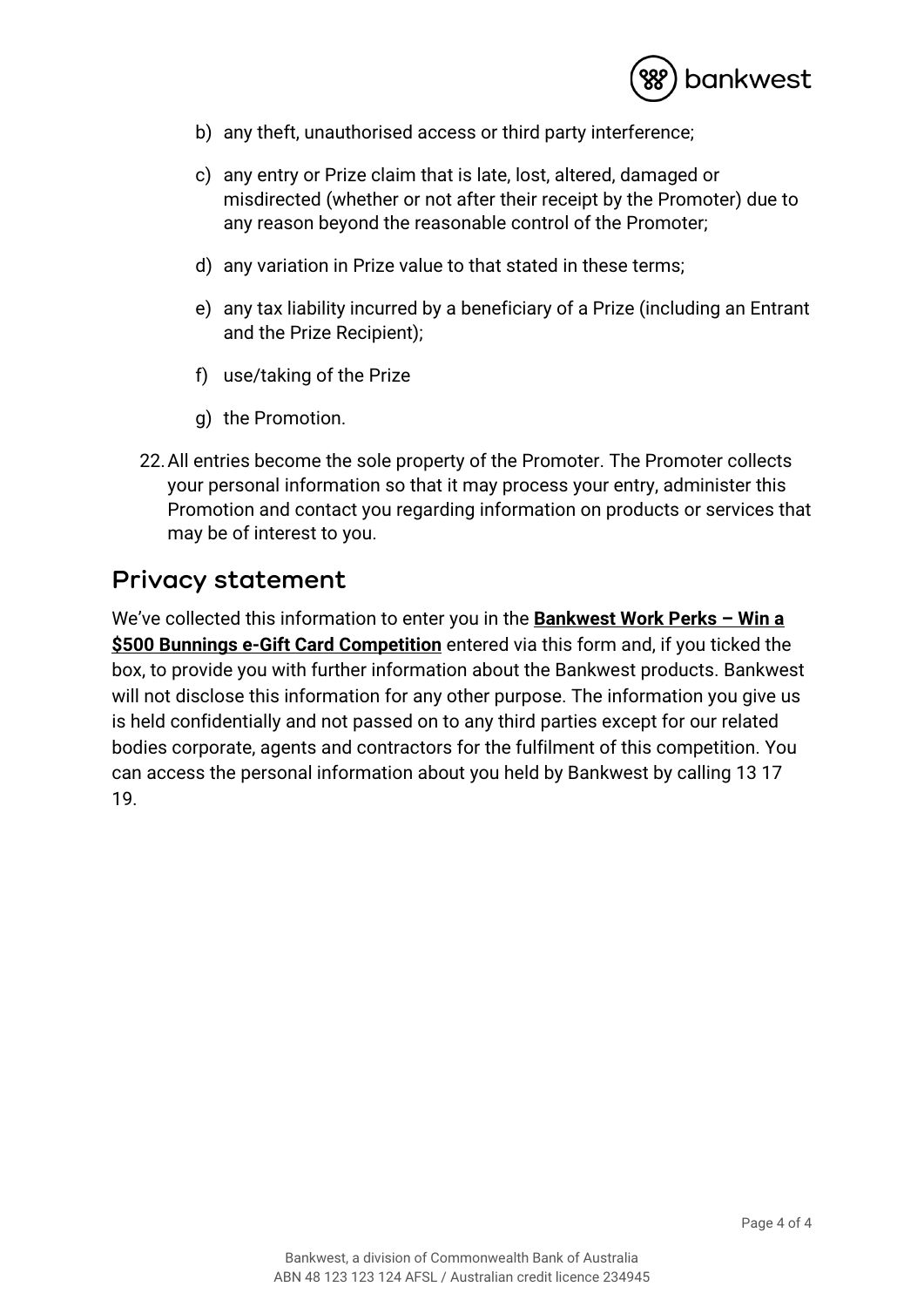b) any theft, unauthorised access or third party interference;

c) any entry or Prize claim that is late, lost, altered, damaged or misdirected (whether or not after their receipt by the Promoter) due to any reason beyond the reasonable control of the Promoter;

d) any variation in Prize value to that stated in these terms;

e) any tax liability incurred by a beneficiary of a Prize (including an Entrant and the Prize Recipient);

f) use/taking of the Prize

g) the Promotion.

22. All entries become the sole property of the Promoter. The Promoter collects your personal information so that it may process your entry, administer this Promotion and contact you regarding information on products or services that may be of interest to you.

## Privacy statement

We've collected this information to enter you in the **Bankwest Work Perks – Win a $500 Bunnings e-Gift Card Competition** entered via this form and, if you ticked the box, to provide you with further information about the Bankwest products. Bankwest will not disclose this information for any other purpose. The information you give us is held confidentially and not passed on to any third parties except for our related bodies corporate, agents and contractors for the fulfilment of this competition. You can access the personal information about you held by Bankwest by calling 13 17 19.

Bankwest, a division of Commonwealth Bank of Australia
ABN 48 123 123 124 AFSL / Australian credit licence 234945